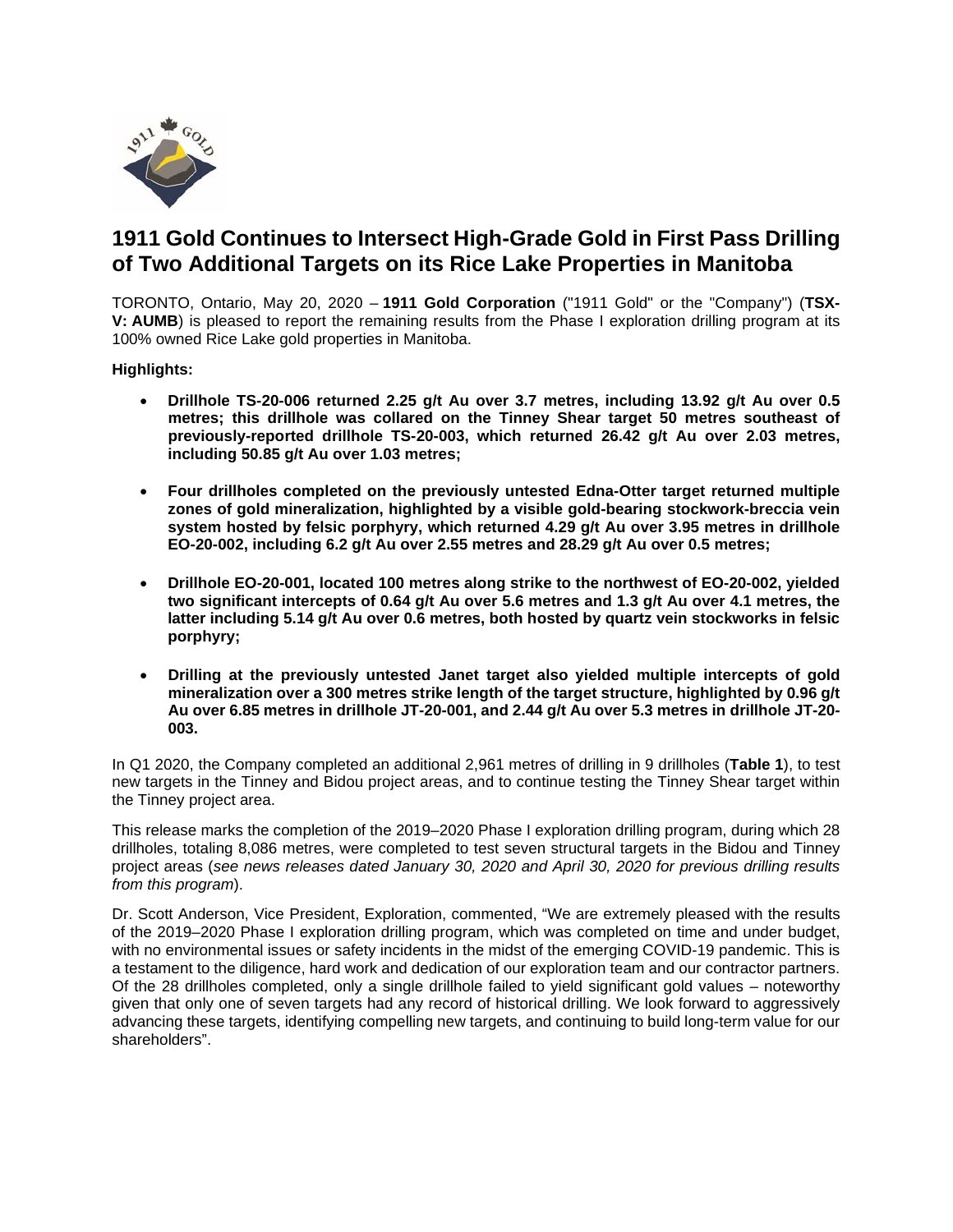# 1911 Gold Continues to Intersect High-Grade Gold in First Pass Drilling of Two Additional Targets on its Rice Lake Properties in Manitoba

TORONTO, Ontario, May 20, 2020 – **1911 Gold Corporation** ("1911 Gold" or the "Company") (**TSX-V: AUMB**) is pleased to report the remaining results from the Phase I exploration drilling program at its 100% owned Rice Lake gold properties in Manitoba.

**Highlights:**

- **Drillhole TS-20-006 returned 2.25 g/t Au over 3.7 metres, including 13.92 g/t Au over 0.5 metres; this drillhole was collared on the Tinney Shear target 50 metres southeast of previously-reported drillhole TS-20-003, which returned 26.42 g/t Au over 2.03 metres, including 50.85 g/t Au over 1.03 metres;**
- **Four drillholes completed on the previously untested Edna-Otter target returned multiple zones of gold mineralization, highlighted by a visible gold-bearing stockwork-breccia vein system hosted by felsic porphyry, which returned 4.29 g/t Au over 3.95 metres in drillhole EO-20-002, including 6.2 g/t Au over 2.55 metres and 28.29 g/t Au over 0.5 metres;**
- **Drillhole EO-20-001, located 100 metres along strike to the northwest of EO-20-002, yielded two significant intercepts of 0.64 g/t Au over 5.6 metres and 1.3 g/t Au over 4.1 metres, the latter including 5.14 g/t Au over 0.6 metres, both hosted by quartz vein stockworks in felsic porphyry;**
- **Drilling at the previously untested Janet target also yielded multiple intercepts of gold mineralization over a 300 metres strike length of the target structure, highlighted by 0.96 g/t Au over 6.85 metres in drillhole JT-20-001, and 2.44 g/t Au over 5.3 metres in drillhole JT-20-003.**

In Q1 2020, the Company completed an additional 2,961 metres of drilling in 9 drillholes (**Table 1**), to test new targets in the Tinney and Bidou project areas, and to continue testing the Tinney Shear target within the Tinney project area.

This release marks the completion of the 2019–2020 Phase I exploration drilling program, during which 28 drillholes, totaling 8,086 metres, were completed to test seven structural targets in the Bidou and Tinney project areas (*see news releases dated January 30, 2020 and April 30, 2020 for previous drilling results from this program*).

Dr. Scott Anderson, Vice President, Exploration, commented, "We are extremely pleased with the results of the 2019–2020 Phase I exploration drilling program, which was completed on time and under budget, with no environmental issues or safety incidents in the midst of the emerging COVID-19 pandemic. This is a testament to the diligence, hard work and dedication of our exploration team and our contractor partners. Of the 28 drillholes completed, only a single drillhole failed to yield significant gold values – noteworthy given that only one of seven targets had any record of historical drilling. We look forward to aggressively advancing these targets, identifying compelling new targets, and continuing to build long-term value for our shareholders".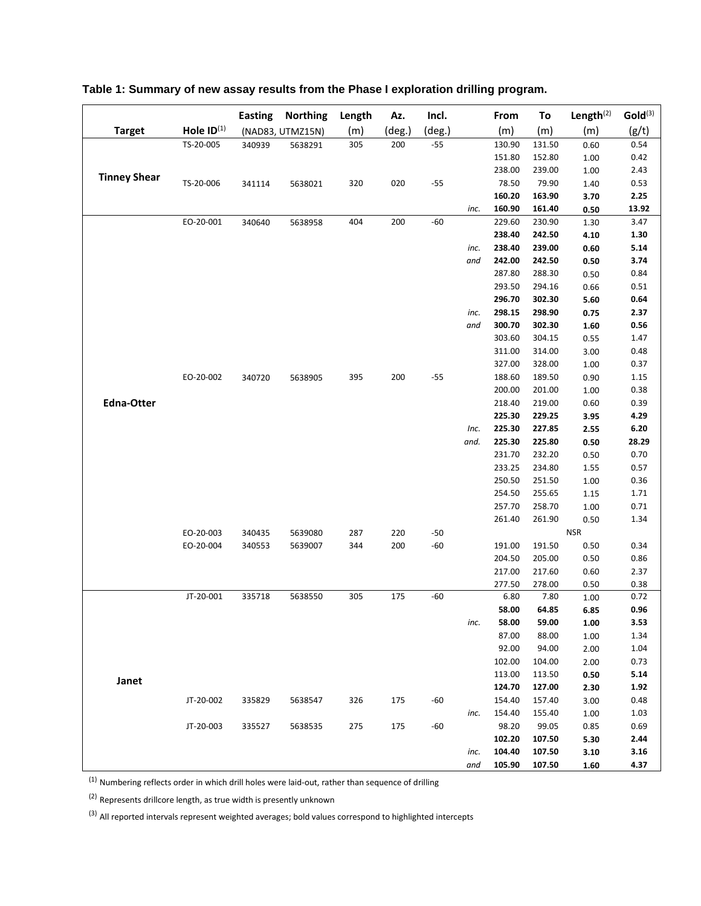**Table 1: Summary of new assay results from the Phase I exploration drilling program.**

| Target | Hole ID[1] | Easting | Northing | Length (m) | Az. (deg.) | Incl. (deg.) | | From (m) | To (m) | Length[2] (m) | Gold[3] (g/t) |
|---|---|---|---|---|---|---|---|---|---|---|---|
| | | (NAD83, UTMZ15N) | | | | | | | | | |
| Tinney Shear | TS-20-005 | 340939 | 5638291 | 305 | 200 | -55 | | 130.90 | 131.50 | 0.60 | 0.54 |
| | | | | | | | | 151.80 | 152.80 | 1.00 | 0.42 |
| | | | | | | | | 238.00 | 239.00 | 1.00 | 2.43 |
| | TS-20-006 | 341114 | 5638021 | 320 | 020 | -55 | | 78.50 | 79.90 | 1.40 | 0.53 |
| | | | | | | | | **160.20** | **163.90** | **3.70** | **2.25** |
| | | | | | | | *inc.* | **160.90** | **161.40** | **0.50** | **13.92** |
| Edna-Otter | EO-20-001 | 340640 | 5638958 | 404 | 200 | -60 | | 229.60 | 230.90 | 1.30 | 3.47 |
| | | | | | | | | **238.40** | **242.50** | **4.10** | **1.30** |
| | | | | | | | *inc.* | **238.40** | **239.00** | **0.60** | **5.14** |
| | | | | | | | *and* | **242.00** | **242.50** | **0.50** | **3.74** |
| | | | | | | | | 287.80 | 288.30 | 0.50 | 0.84 |
| | | | | | | | | 293.50 | 294.16 | 0.66 | 0.51 |
| | | | | | | | | **296.70** | **302.30** | **5.60** | **0.64** |
| | | | | | | | *inc.* | **298.15** | **298.90** | **0.75** | **2.37** |
| | | | | | | | *and* | **300.70** | **302.30** | **1.60** | **0.56** |
| | | | | | | | | 303.60 | 304.15 | 0.55 | 1.47 |
| | | | | | | | | 311.00 | 314.00 | 3.00 | 0.48 |
| | | | | | | | | 327.00 | 328.00 | 1.00 | 0.37 |
| | EO-20-002 | 340720 | 5638905 | 395 | 200 | -55 | | 188.60 | 189.50 | 0.90 | 1.15 |
| | | | | | | | | 200.00 | 201.00 | 1.00 | 0.38 |
| | | | | | | | | 218.40 | 219.00 | 0.60 | 0.39 |
| | | | | | | | | **225.30** | **229.25** | **3.95** | **4.29** |
| | | | | | | | *Inc.* | **225.30** | **227.85** | **2.55** | **6.20** |
| | | | | | | | *and.* | **225.30** | **225.80** | **0.50** | **28.29** |
| | | | | | | | | 231.70 | 232.20 | 0.50 | 0.70 |
| | | | | | | | | 233.25 | 234.80 | 1.55 | 0.57 |
| | | | | | | | | 250.50 | 251.50 | 1.00 | 0.36 |
| | | | | | | | | 254.50 | 255.65 | 1.15 | 1.71 |
| | | | | | | | | 257.70 | 258.70 | 1.00 | 0.71 |
| | | | | | | | | 261.40 | 261.90 | 0.50 | 1.34 |
| | EO-20-003 | 340435 | 5639080 | 287 | 220 | -50 | | | | NSR | |
| | EO-20-004 | 340553 | 5639007 | 344 | 200 | -60 | | 191.00 | 191.50 | 0.50 | 0.34 |
| | | | | | | | | 204.50 | 205.00 | 0.50 | 0.86 |
| | | | | | | | | 217.00 | 217.60 | 0.60 | 2.37 |
| | | | | | | | | 277.50 | 278.00 | 0.50 | 0.38 |
| Janet | JT-20-001 | 335718 | 5638550 | 305 | 175 | -60 | | 6.80 | 7.80 | 1.00 | 0.72 |
| | | | | | | | | **58.00** | **64.85** | **6.85** | **0.96** |
| | | | | | | | *inc.* | **58.00** | **59.00** | **1.00** | **3.53** |
| | | | | | | | | 87.00 | 88.00 | 1.00 | 1.34 |
| | | | | | | | | 92.00 | 94.00 | 2.00 | 1.04 |
| | | | | | | | | 102.00 | 104.00 | 2.00 | 0.73 |
| | | | | | | | | 113.00 | 113.50 | **0.50** | **5.14** |
| | | | | | | | | **124.70** | **127.00** | **2.30** | **1.92** |
| | JT-20-002 | 335829 | 5638547 | 326 | 175 | -60 | | 154.40 | 157.40 | 3.00 | 0.48 |
| | | | | | | | *inc.* | 154.40 | 155.40 | 1.00 | 1.03 |
| | JT-20-003 | 335527 | 5638535 | 275 | 175 | -60 | | 98.20 | 99.05 | 0.85 | 0.69 |
| | | | | | | | | **102.20** | **107.50** | **5.30** | **2.44** |
| | | | | | | | *inc.* | **104.40** | **107.50** | **3.10** | **3.16** |
| | | | | | | | *and* | **105.90** | **107.50** | **1.60** | **4.37** |

[1] Numbering reflects order in which drill holes were laid-out, rather than sequence of drilling

[2] Represents drillcore length, as true width is presently unknown

[3] All reported intervals represent weighted averages; bold values correspond to highlighted intercepts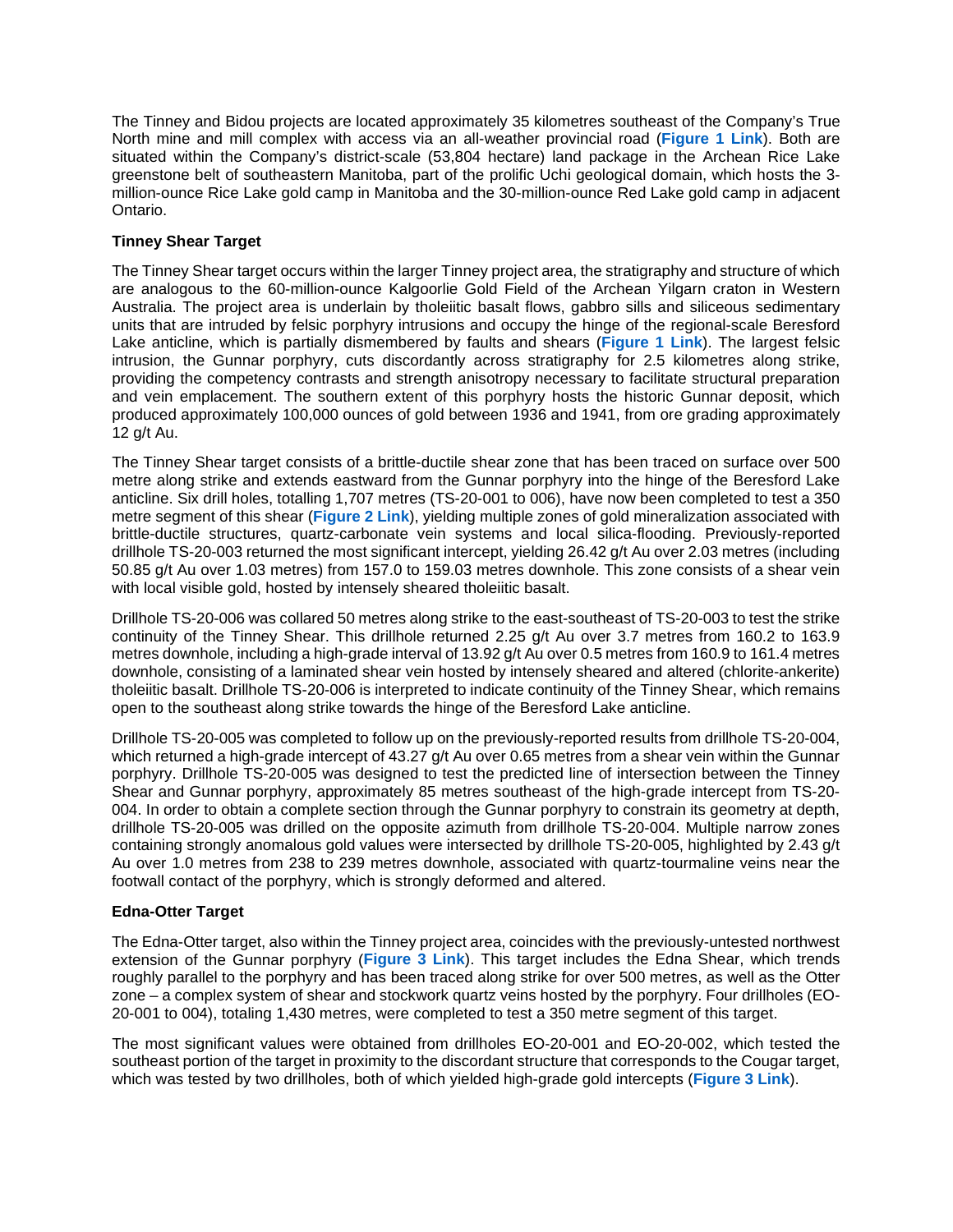The Tinney and Bidou projects are located approximately 35 kilometres southeast of the Company's True North mine and mill complex with access via an all-weather provincial road (**Figure 1 Link**). Both are situated within the Company's district-scale (53,804 hectare) land package in the Archean Rice Lake greenstone belt of southeastern Manitoba, part of the prolific Uchi geological domain, which hosts the 3-million-ounce Rice Lake gold camp in Manitoba and the 30-million-ounce Red Lake gold camp in adjacent Ontario.

**Tinney Shear Target**

The Tinney Shear target occurs within the larger Tinney project area, the stratigraphy and structure of which are analogous to the 60-million-ounce Kalgoorlie Gold Field of the Archean Yilgarn craton in Western Australia. The project area is underlain by tholeiitic basalt flows, gabbro sills and siliceous sedimentary units that are intruded by felsic porphyry intrusions and occupy the hinge of the regional-scale Beresford Lake anticline, which is partially dismembered by faults and shears (**Figure 1 Link**). The largest felsic intrusion, the Gunnar porphyry, cuts discordantly across stratigraphy for 2.5 kilometres along strike, providing the competency contrasts and strength anisotropy necessary to facilitate structural preparation and vein emplacement. The southern extent of this porphyry hosts the historic Gunnar deposit, which produced approximately 100,000 ounces of gold between 1936 and 1941, from ore grading approximately 12 g/t Au.

The Tinney Shear target consists of a brittle-ductile shear zone that has been traced on surface over 500 metre along strike and extends eastward from the Gunnar porphyry into the hinge of the Beresford Lake anticline. Six drill holes, totalling 1,707 metres (TS-20-001 to 006), have now been completed to test a 350 metre segment of this shear (**Figure 2 Link**), yielding multiple zones of gold mineralization associated with brittle-ductile structures, quartz-carbonate vein systems and local silica-flooding. Previously-reported drillhole TS-20-003 returned the most significant intercept, yielding 26.42 g/t Au over 2.03 metres (including 50.85 g/t Au over 1.03 metres) from 157.0 to 159.03 metres downhole. This zone consists of a shear vein with local visible gold, hosted by intensely sheared tholeiitic basalt.

Drillhole TS-20-006 was collared 50 metres along strike to the east-southeast of TS-20-003 to test the strike continuity of the Tinney Shear. This drillhole returned 2.25 g/t Au over 3.7 metres from 160.2 to 163.9 metres downhole, including a high-grade interval of 13.92 g/t Au over 0.5 metres from 160.9 to 161.4 metres downhole, consisting of a laminated shear vein hosted by intensely sheared and altered (chlorite-ankerite) tholeiitic basalt. Drillhole TS-20-006 is interpreted to indicate continuity of the Tinney Shear, which remains open to the southeast along strike towards the hinge of the Beresford Lake anticline.

Drillhole TS-20-005 was completed to follow up on the previously-reported results from drillhole TS-20-004, which returned a high-grade intercept of 43.27 g/t Au over 0.65 metres from a shear vein within the Gunnar porphyry. Drillhole TS-20-005 was designed to test the predicted line of intersection between the Tinney Shear and Gunnar porphyry, approximately 85 metres southeast of the high-grade intercept from TS-20-004. In order to obtain a complete section through the Gunnar porphyry to constrain its geometry at depth, drillhole TS-20-005 was drilled on the opposite azimuth from drillhole TS-20-004. Multiple narrow zones containing strongly anomalous gold values were intersected by drillhole TS-20-005, highlighted by 2.43 g/t Au over 1.0 metres from 238 to 239 metres downhole, associated with quartz-tourmaline veins near the footwall contact of the porphyry, which is strongly deformed and altered.

**Edna-Otter Target**

The Edna-Otter target, also within the Tinney project area, coincides with the previously-untested northwest extension of the Gunnar porphyry (**Figure 3 Link**). This target includes the Edna Shear, which trends roughly parallel to the porphyry and has been traced along strike for over 500 metres, as well as the Otter zone – a complex system of shear and stockwork quartz veins hosted by the porphyry. Four drillholes (EO-20-001 to 004), totaling 1,430 metres, were completed to test a 350 metre segment of this target.

The most significant values were obtained from drillholes EO-20-001 and EO-20-002, which tested the southeast portion of the target in proximity to the discordant structure that corresponds to the Cougar target, which was tested by two drillholes, both of which yielded high-grade gold intercepts (**Figure 3 Link**).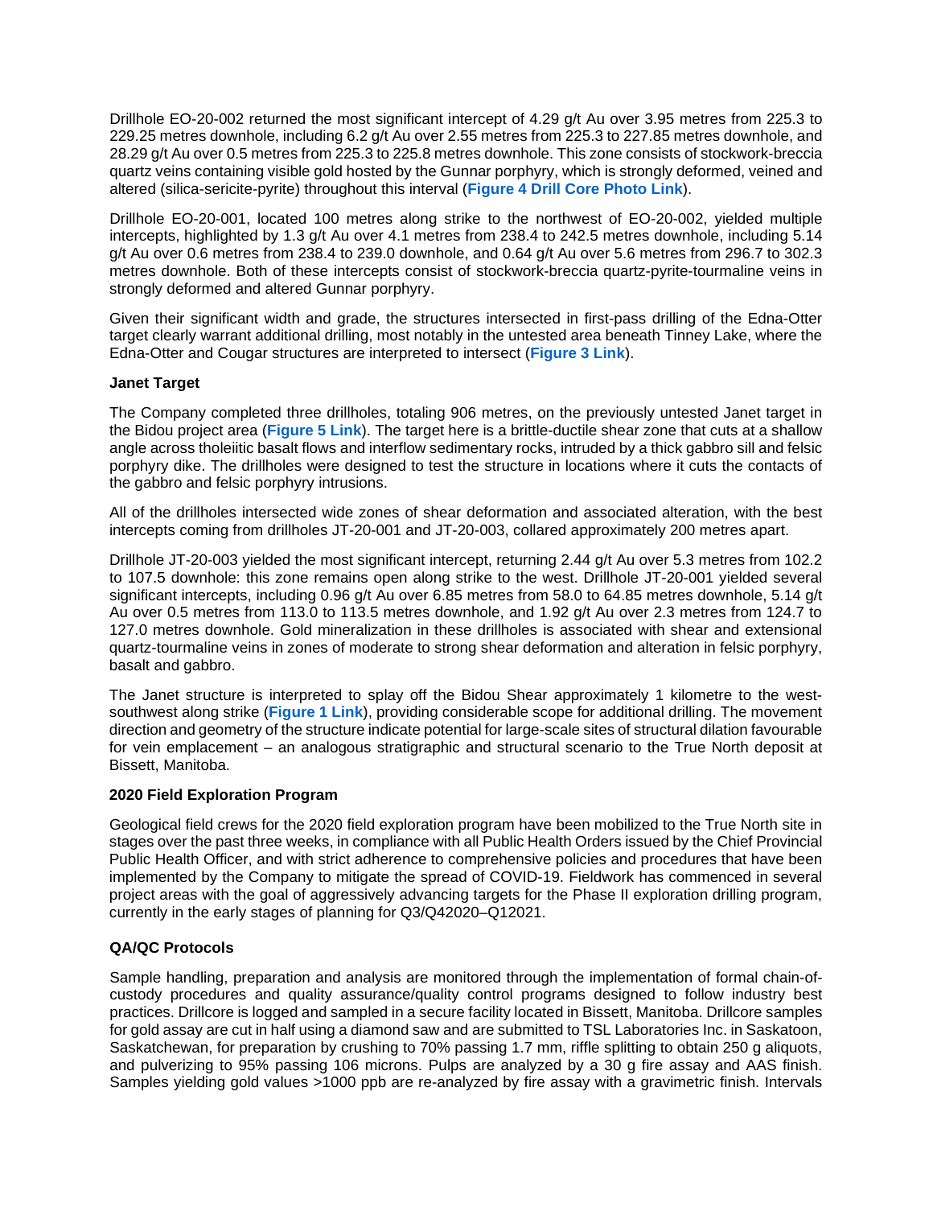Drillhole EO-20-002 returned the most significant intercept of 4.29 g/t Au over 3.95 metres from 225.3 to 229.25 metres downhole, including 6.2 g/t Au over 2.55 metres from 225.3 to 227.85 metres downhole, and 28.29 g/t Au over 0.5 metres from 225.3 to 225.8 metres downhole. This zone consists of stockwork-breccia quartz veins containing visible gold hosted by the Gunnar porphyry, which is strongly deformed, veined and altered (silica-sericite-pyrite) throughout this interval (**Figure 4 Drill Core Photo Link**).

Drillhole EO-20-001, located 100 metres along strike to the northwest of EO-20-002, yielded multiple intercepts, highlighted by 1.3 g/t Au over 4.1 metres from 238.4 to 242.5 metres downhole, including 5.14 g/t Au over 0.6 metres from 238.4 to 239.0 downhole, and 0.64 g/t Au over 5.6 metres from 296.7 to 302.3 metres downhole. Both of these intercepts consist of stockwork-breccia quartz-pyrite-tourmaline veins in strongly deformed and altered Gunnar porphyry.

Given their significant width and grade, the structures intersected in first-pass drilling of the Edna-Otter target clearly warrant additional drilling, most notably in the untested area beneath Tinney Lake, where the Edna-Otter and Cougar structures are interpreted to intersect (**Figure 3 Link**).

**Janet Target**

The Company completed three drillholes, totaling 906 metres, on the previously untested Janet target in the Bidou project area (**Figure 5 Link**). The target here is a brittle-ductile shear zone that cuts at a shallow angle across tholeiitic basalt flows and interflow sedimentary rocks, intruded by a thick gabbro sill and felsic porphyry dike. The drillholes were designed to test the structure in locations where it cuts the contacts of the gabbro and felsic porphyry intrusions.

All of the drillholes intersected wide zones of shear deformation and associated alteration, with the best intercepts coming from drillholes JT-20-001 and JT-20-003, collared approximately 200 metres apart.

Drillhole JT-20-003 yielded the most significant intercept, returning 2.44 g/t Au over 5.3 metres from 102.2 to 107.5 downhole: this zone remains open along strike to the west. Drillhole JT-20-001 yielded several significant intercepts, including 0.96 g/t Au over 6.85 metres from 58.0 to 64.85 metres downhole, 5.14 g/t Au over 0.5 metres from 113.0 to 113.5 metres downhole, and 1.92 g/t Au over 2.3 metres from 124.7 to 127.0 metres downhole. Gold mineralization in these drillholes is associated with shear and extensional quartz-tourmaline veins in zones of moderate to strong shear deformation and alteration in felsic porphyry, basalt and gabbro.

The Janet structure is interpreted to splay off the Bidou Shear approximately 1 kilometre to the west-southwest along strike (**Figure 1 Link**), providing considerable scope for additional drilling. The movement direction and geometry of the structure indicate potential for large-scale sites of structural dilation favourable for vein emplacement – an analogous stratigraphic and structural scenario to the True North deposit at Bissett, Manitoba.

**2020 Field Exploration Program**

Geological field crews for the 2020 field exploration program have been mobilized to the True North site in stages over the past three weeks, in compliance with all Public Health Orders issued by the Chief Provincial Public Health Officer, and with strict adherence to comprehensive policies and procedures that have been implemented by the Company to mitigate the spread of COVID-19. Fieldwork has commenced in several project areas with the goal of aggressively advancing targets for the Phase II exploration drilling program, currently in the early stages of planning for Q3/Q42020–Q12021.

**QA/QC Protocols**

Sample handling, preparation and analysis are monitored through the implementation of formal chain-of-custody procedures and quality assurance/quality control programs designed to follow industry best practices. Drillcore is logged and sampled in a secure facility located in Bissett, Manitoba. Drillcore samples for gold assay are cut in half using a diamond saw and are submitted to TSL Laboratories Inc. in Saskatoon, Saskatchewan, for preparation by crushing to 70% passing 1.7 mm, riffle splitting to obtain 250 g aliquots, and pulverizing to 95% passing 106 microns. Pulps are analyzed by a 30 g fire assay and AAS finish. Samples yielding gold values >1000 ppb are re-analyzed by fire assay with a gravimetric finish. Intervals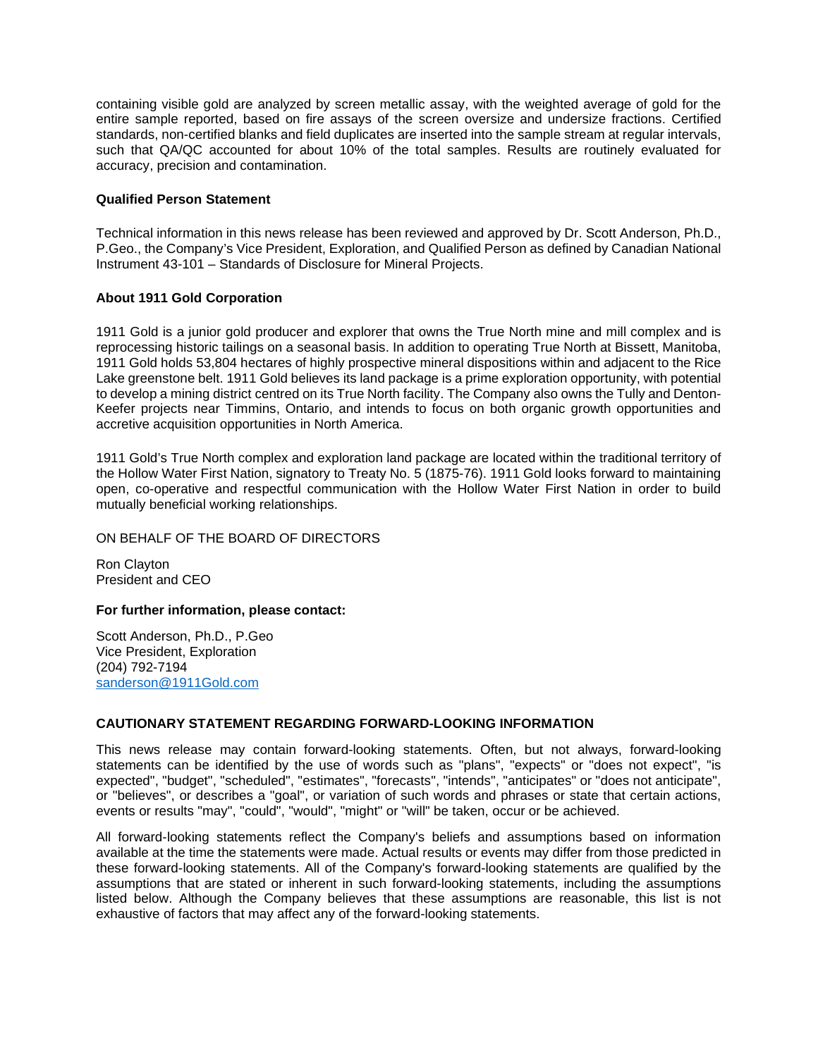containing visible gold are analyzed by screen metallic assay, with the weighted average of gold for the entire sample reported, based on fire assays of the screen oversize and undersize fractions. Certified standards, non-certified blanks and field duplicates are inserted into the sample stream at regular intervals, such that QA/QC accounted for about 10% of the total samples. Results are routinely evaluated for accuracy, precision and contamination.

**Qualified Person Statement**

Technical information in this news release has been reviewed and approved by Dr. Scott Anderson, Ph.D., P.Geo., the Company's Vice President, Exploration, and Qualified Person as defined by Canadian National Instrument 43-101 – Standards of Disclosure for Mineral Projects.

**About 1911 Gold Corporation**

1911 Gold is a junior gold producer and explorer that owns the True North mine and mill complex and is reprocessing historic tailings on a seasonal basis. In addition to operating True North at Bissett, Manitoba, 1911 Gold holds 53,804 hectares of highly prospective mineral dispositions within and adjacent to the Rice Lake greenstone belt. 1911 Gold believes its land package is a prime exploration opportunity, with potential to develop a mining district centred on its True North facility. The Company also owns the Tully and Denton-Keefer projects near Timmins, Ontario, and intends to focus on both organic growth opportunities and accretive acquisition opportunities in North America.

1911 Gold's True North complex and exploration land package are located within the traditional territory of the Hollow Water First Nation, signatory to Treaty No. 5 (1875-76). 1911 Gold looks forward to maintaining open, co-operative and respectful communication with the Hollow Water First Nation in order to build mutually beneficial working relationships.

ON BEHALF OF THE BOARD OF DIRECTORS

Ron Clayton
President and CEO

**For further information, please contact:**

Scott Anderson, Ph.D., P.Geo
Vice President, Exploration
(204) 792-7194
sanderson@1911Gold.com

**CAUTIONARY STATEMENT REGARDING FORWARD-LOOKING INFORMATION**

This news release may contain forward-looking statements. Often, but not always, forward-looking statements can be identified by the use of words such as "plans", "expects" or "does not expect", "is expected", "budget", "scheduled", "estimates", "forecasts", "intends", "anticipates" or "does not anticipate", or "believes", or describes a "goal", or variation of such words and phrases or state that certain actions, events or results "may", "could", "would", "might" or "will" be taken, occur or be achieved.

All forward-looking statements reflect the Company's beliefs and assumptions based on information available at the time the statements were made. Actual results or events may differ from those predicted in these forward-looking statements. All of the Company's forward-looking statements are qualified by the assumptions that are stated or inherent in such forward-looking statements, including the assumptions listed below. Although the Company believes that these assumptions are reasonable, this list is not exhaustive of factors that may affect any of the forward-looking statements.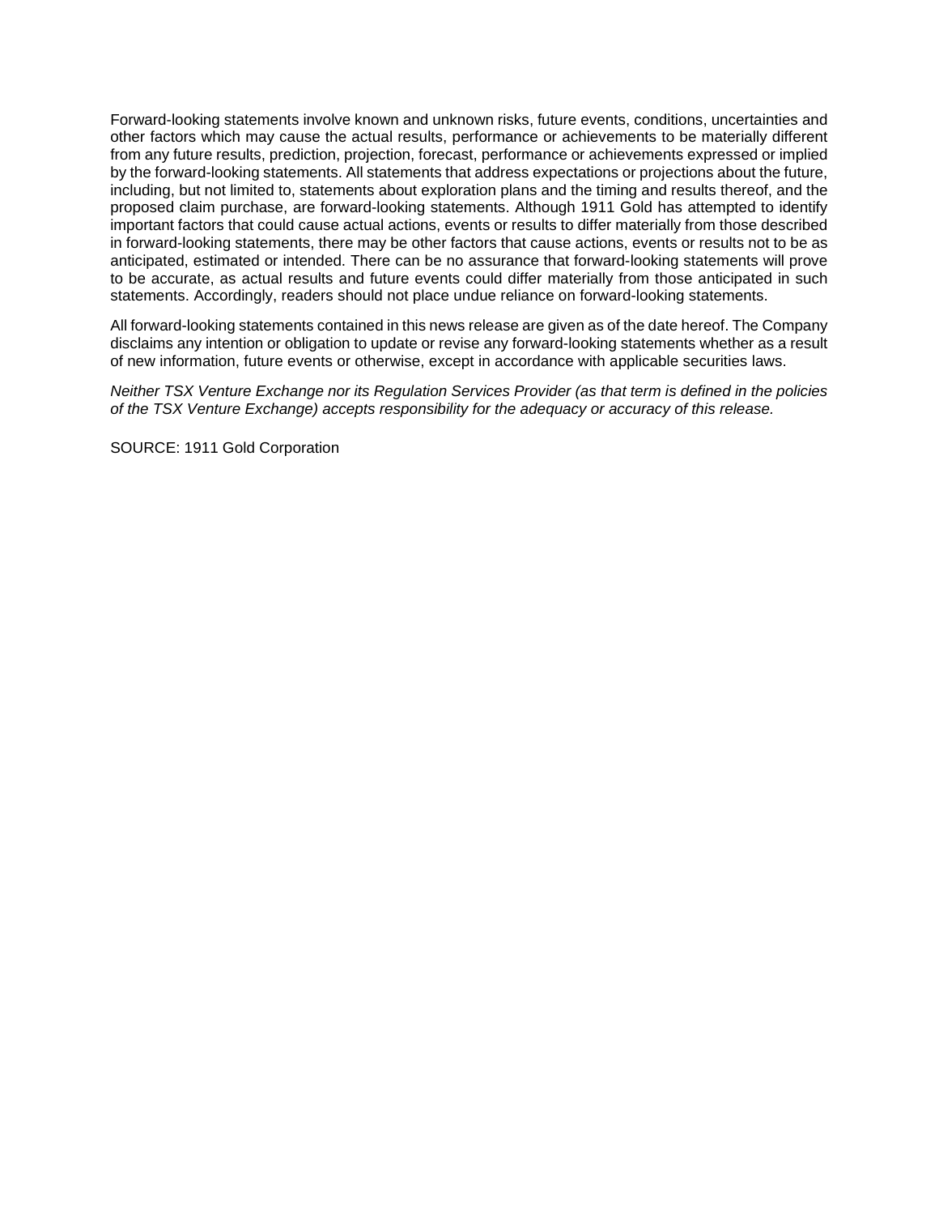Forward-looking statements involve known and unknown risks, future events, conditions, uncertainties and other factors which may cause the actual results, performance or achievements to be materially different from any future results, prediction, projection, forecast, performance or achievements expressed or implied by the forward-looking statements. All statements that address expectations or projections about the future, including, but not limited to, statements about exploration plans and the timing and results thereof, and the proposed claim purchase, are forward-looking statements. Although 1911 Gold has attempted to identify important factors that could cause actual actions, events or results to differ materially from those described in forward-looking statements, there may be other factors that cause actions, events or results not to be as anticipated, estimated or intended. There can be no assurance that forward-looking statements will prove to be accurate, as actual results and future events could differ materially from those anticipated in such statements. Accordingly, readers should not place undue reliance on forward-looking statements.

All forward-looking statements contained in this news release are given as of the date hereof. The Company disclaims any intention or obligation to update or revise any forward-looking statements whether as a result of new information, future events or otherwise, except in accordance with applicable securities laws.

*Neither TSX Venture Exchange nor its Regulation Services Provider (as that term is defined in the policies of the TSX Venture Exchange) accepts responsibility for the adequacy or accuracy of this release.*

SOURCE: 1911 Gold Corporation